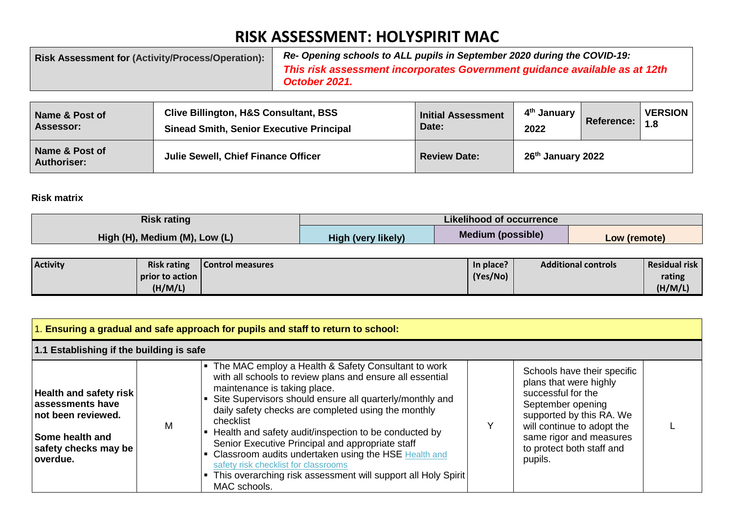# RISK ASSESSMENT: HOLYSPIRIT MAC

| Risk Assessment for (Activity/Process/Operation): | *Re- Opening schools to ALL pupils in September 2020 during the COVID-19:* ***This risk assessment incorporates Government guidance available as at 12th October 2021.*** |
|---|---|

| Name & Post of Assessor: | Clive Billington, H&S Consultant, BSS<br>Sinead Smith, Senior Executive Principal | Initial Assessment Date: | 4th January 2022 | Reference: | VERSION 1.8 |
|---|---|---|---|---|---|
| **Name & Post of Authoriser:** | **Julie Sewell, Chief Finance Officer** | **Review Date:** | **26th January 2022** | | |

**Risk matrix**

| Risk rating | Likelihood of occurrence | | |
|---|---|---|---|
| High (H), Medium (M), Low (L) | High (very likely) | Medium (possible) | Low (remote) |

| Activity | Risk rating prior to action (H/M/L) | Control measures | In place? (Yes/No) | Additional controls | Residual risk rating (H/M/L) |
|---|---|---|---|---|---|
| **1. Ensuring a gradual and safe approach for pupils and staff to return to school:** | | | | | |
| **1.1 Establishing if the building is safe** | | | | | |
| **Health and safety risk assessments have not been reviewed.**<br><br>**Some health and safety checks may be overdue.** | M | ▪ The MAC employ a Health & Safety Consultant to work with all schools to review plans and ensure all essential maintenance is taking place.<br>▪ Site Supervisors should ensure all quarterly/monthly and daily safety checks are completed using the monthly checklist<br>▪ Health and safety audit/inspection to be conducted by Senior Executive Principal and appropriate staff<br>▪ Classroom audits undertaken using the HSE Health and safety risk checklist for classrooms<br>▪ This overarching risk assessment will support all Holy Spirit MAC schools. | Y | Schools have their specific plans that were highly successful for the September opening supported by this RA. We will continue to adopt the same rigor and measures to protect both staff and pupils. | L |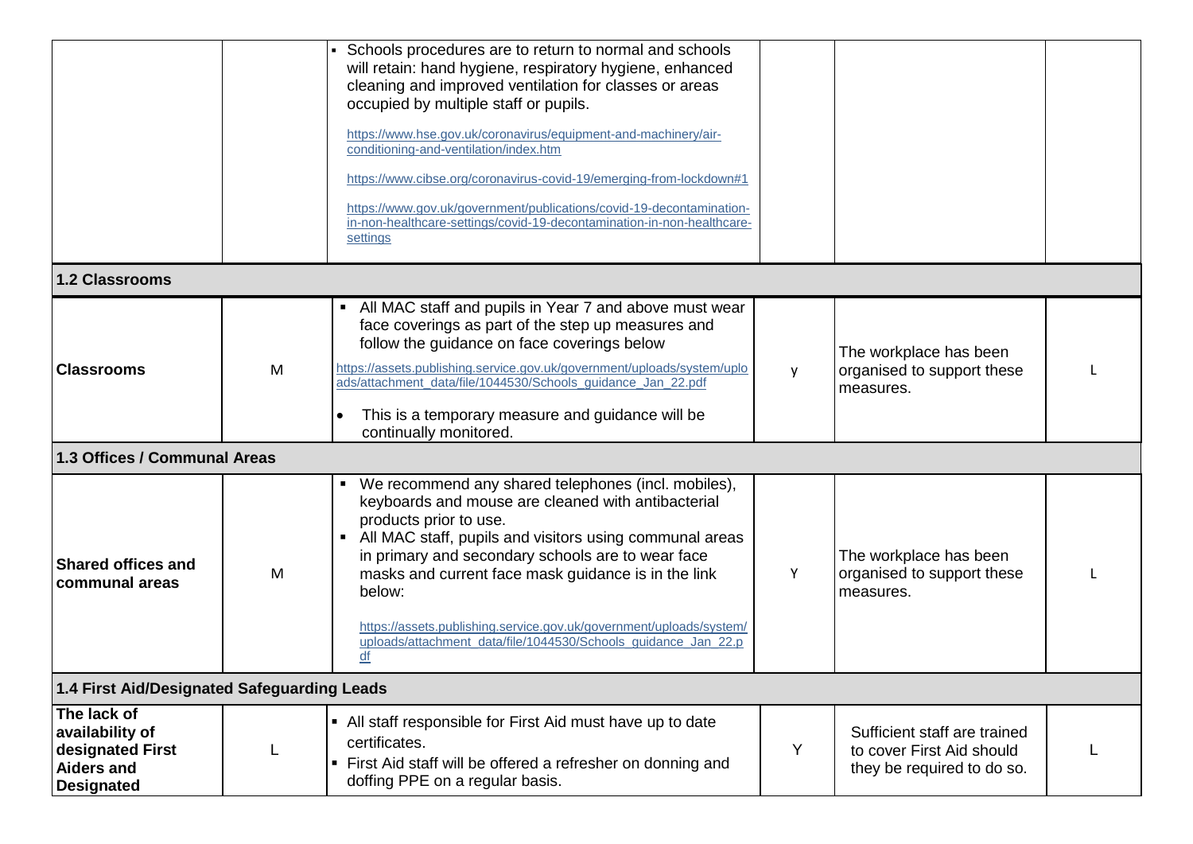| | | | | | |
|---|---|---|---|---|---|
| | | ▪ Schools procedures are to return to normal and schools will retain: hand hygiene, respiratory hygiene, enhanced cleaning and improved ventilation for classes or areas occupied by multiple staff or pupils.<br><br>https://www.hse.gov.uk/coronavirus/equipment-and-machinery/air-conditioning-and-ventilation/index.htm<br><br>https://www.cibse.org/coronavirus-covid-19/emerging-from-lockdown#1<br><br>https://www.gov.uk/government/publications/covid-19-decontamination-in-non-healthcare-settings/covid-19-decontamination-in-non-healthcare-settings | | | |
| **1.2 Classrooms** | | | | | |
| **Classrooms** | M | ▪ All MAC staff and pupils in Year 7 and above must wear face coverings as part of the step up measures and follow the guidance on face coverings below<br><br>https://assets.publishing.service.gov.uk/government/uploads/system/uploads/attachment_data/file/1044530/Schools_guidance_Jan_22.pdf<br><br>• This is a temporary measure and guidance will be continually monitored. | y | The workplace has been organised to support these measures. | L |
| **1.3 Offices / Communal Areas** | | | | | |
| **Shared offices and communal areas** | M | ▪ We recommend any shared telephones (incl. mobiles), keyboards and mouse are cleaned with antibacterial products prior to use.<br>▪ All MAC staff, pupils and visitors using communal areas in primary and secondary schools are to wear face masks and current face mask guidance is in the link below:<br><br>https://assets.publishing.service.gov.uk/government/uploads/system/uploads/attachment_data/file/1044530/Schools_guidance_Jan_22.pdf | Y | The workplace has been organised to support these measures. | L |
| **1.4 First Aid/Designated Safeguarding Leads** | | | | | |
| **The lack of availability of designated First Aiders and Designated** | L | ▪ All staff responsible for First Aid must have up to date certificates.<br>▪ First Aid staff will be offered a refresher on donning and doffing PPE on a regular basis. | Y | Sufficient staff are trained to cover First Aid should they be required to do so. | L |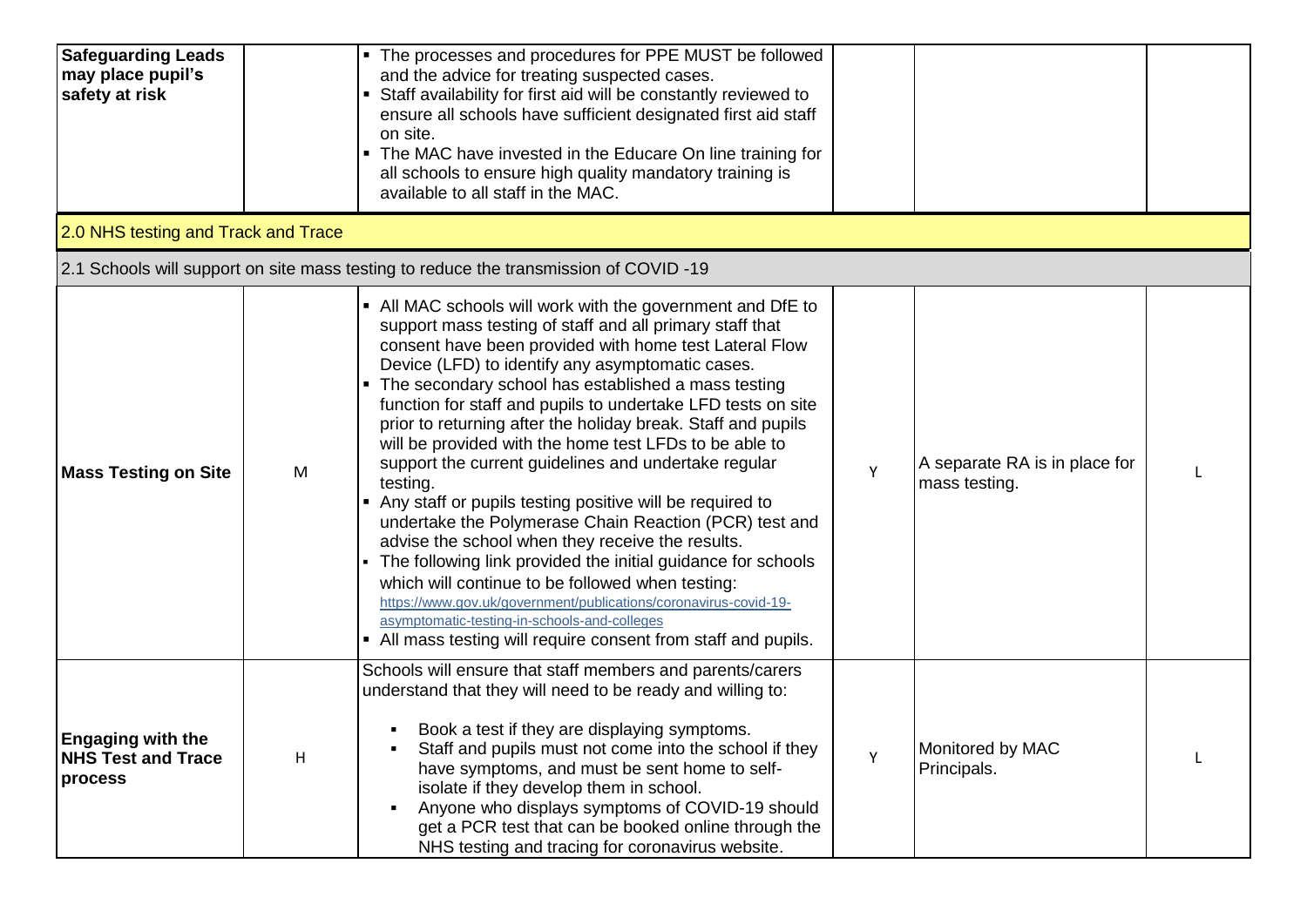| | | | | | |
|---|---|---|---|---|---|
| **Safeguarding Leads may place pupil's safety at risk** | | ▪ The processes and procedures for PPE MUST be followed and the advice for treating suspected cases.<br>▪ Staff availability for first aid will be constantly reviewed to ensure all schools have sufficient designated first aid staff on site.<br>▪ The MAC have invested in the Educare On line training for all schools to ensure high quality mandatory training is available to all staff in the MAC. | | | |
| **2.0 NHS testing and Track and Trace** | | | | | |
| 2.1 Schools will support on site mass testing to reduce the transmission of COVID -19 | | | | | |
| **Mass Testing on Site** | M | ▪ All MAC schools will work with the government and DfE to support mass testing of staff and all primary staff that consent have been provided with home test Lateral Flow Device (LFD) to identify any asymptomatic cases.<br>▪ The secondary school has established a mass testing function for staff and pupils to undertake LFD tests on site prior to returning after the holiday break. Staff and pupils will be provided with the home test LFDs to be able to support the current guidelines and undertake regular testing.<br>▪ Any staff or pupils testing positive will be required to undertake the Polymerase Chain Reaction (PCR) test and advise the school when they receive the results.<br>▪ The following link provided the initial guidance for schools which will continue to be followed when testing: https://www.gov.uk/government/publications/coronavirus-covid-19-asymptomatic-testing-in-schools-and-colleges<br>▪ All mass testing will require consent from staff and pupils. | Y | A separate RA is in place for mass testing. | L |
| **Engaging with the NHS Test and Trace process** | H | Schools will ensure that staff members and parents/carers understand that they will need to be ready and willing to:<br>▪ Book a test if they are displaying symptoms.<br>▪ Staff and pupils must not come into the school if they have symptoms, and must be sent home to self-isolate if they develop them in school.<br>▪ Anyone who displays symptoms of COVID-19 should get a PCR test that can be booked online through the NHS testing and tracing for coronavirus website. | Y | Monitored by MAC Principals. | L |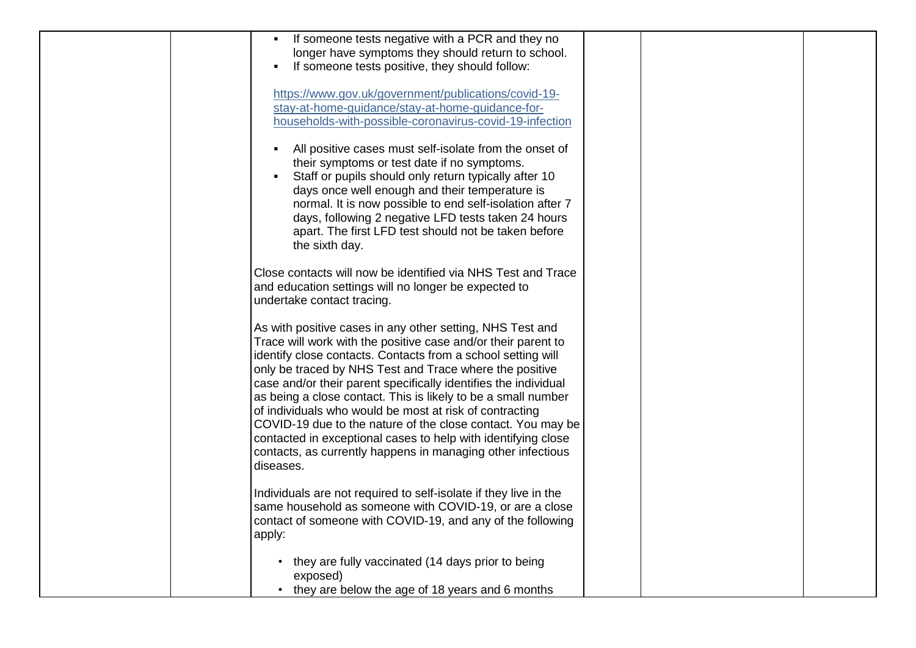| | | | | | |
|---|---|---|---|---|---|
| | | ▪ If someone tests negative with a PCR and they no longer have symptoms they should return to school.<br>▪ If someone tests positive, they should follow:<br><br>https://www.gov.uk/government/publications/covid-19-stay-at-home-guidance/stay-at-home-guidance-for-households-with-possible-coronavirus-covid-19-infection<br><br>▪ All positive cases must self-isolate from the onset of their symptoms or test date if no symptoms.<br>▪ Staff or pupils should only return typically after 10 days once well enough and their temperature is normal. It is now possible to end self-isolation after 7 days, following 2 negative LFD tests taken 24 hours apart. The first LFD test should not be taken before the sixth day.<br><br>Close contacts will now be identified via NHS Test and Trace and education settings will no longer be expected to undertake contact tracing.<br><br>As with positive cases in any other setting, NHS Test and Trace will work with the positive case and/or their parent to identify close contacts. Contacts from a school setting will only be traced by NHS Test and Trace where the positive case and/or their parent specifically identifies the individual as being a close contact. This is likely to be a small number of individuals who would be most at risk of contracting COVID-19 due to the nature of the close contact. You may be contacted in exceptional cases to help with identifying close contacts, as currently happens in managing other infectious diseases.<br><br>Individuals are not required to self-isolate if they live in the same household as someone with COVID-19, or are a close contact of someone with COVID-19, and any of the following apply:<br><br>• they are fully vaccinated (14 days prior to being exposed)<br>• they are below the age of 18 years and 6 months | | | |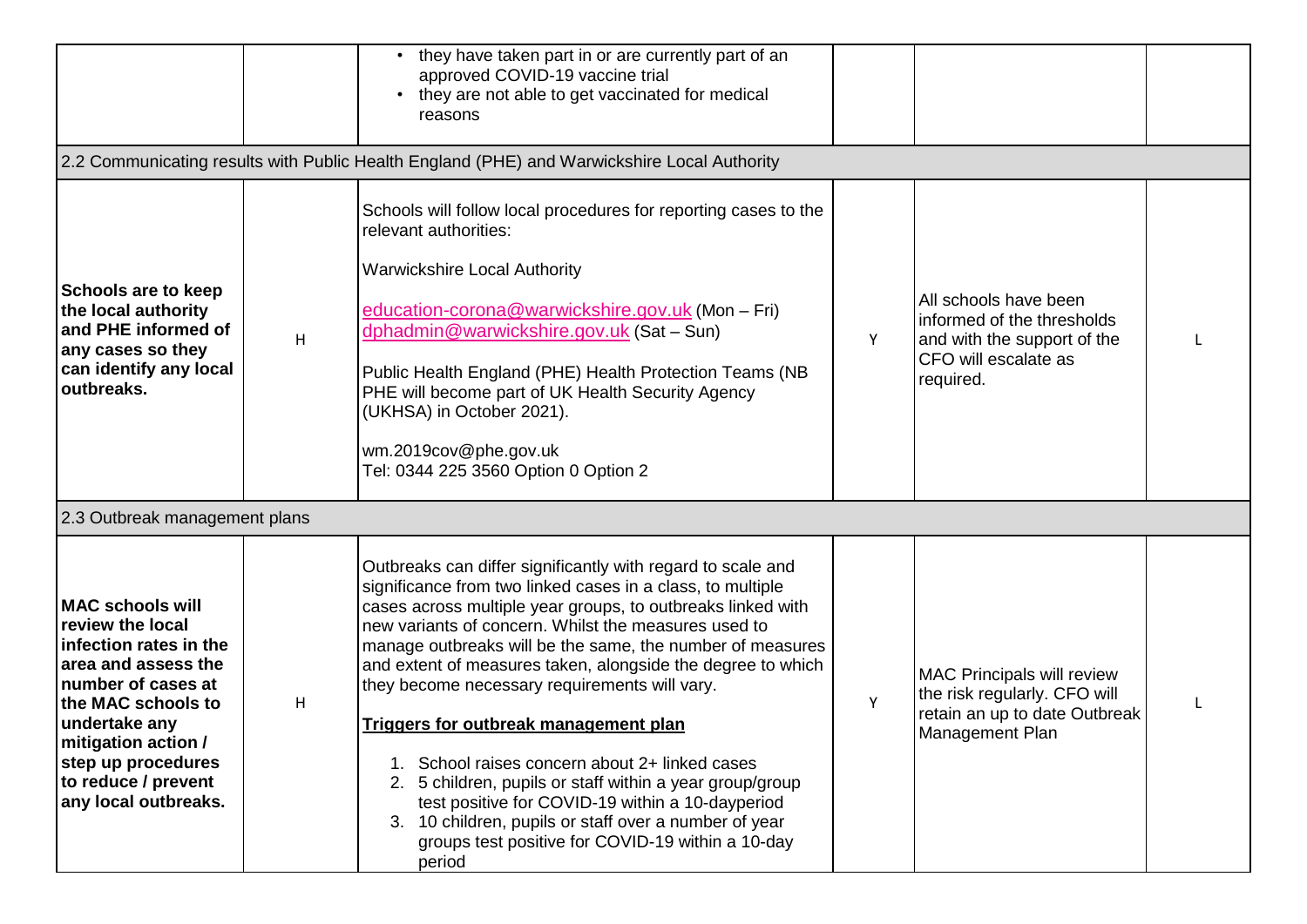| | | | | | |
|---|---|---|---|---|---|
| | | • they have taken part in or are currently part of an approved COVID-19 vaccine trial<br>• they are not able to get vaccinated for medical reasons | | | |
| 2.2 Communicating results with Public Health England (PHE) and Warwickshire Local Authority | | | | | |
| **Schools are to keep the local authority and PHE informed of any cases so they can identify any local outbreaks.** | H | Schools will follow local procedures for reporting cases to the relevant authorities:<br><br>Warwickshire Local Authority<br><br>education-corona@warwickshire.gov.uk (Mon – Fri)<br>dphadmin@warwickshire.gov.uk (Sat – Sun)<br><br>Public Health England (PHE) Health Protection Teams (NB PHE will become part of UK Health Security Agency (UKHSA) in October 2021).<br><br>wm.2019cov@phe.gov.uk<br>Tel: 0344 225 3560 Option 0 Option 2 | Y | All schools have been informed of the thresholds and with the support of the CFO will escalate as required. | L |
| 2.3 Outbreak management plans | | | | | |
| **MAC schools will review the local infection rates in the area and assess the number of cases at the MAC schools to undertake any mitigation action / step up procedures to reduce / prevent any local outbreaks.** | H | Outbreaks can differ significantly with regard to scale and significance from two linked cases in a class, to multiple cases across multiple year groups, to outbreaks linked with new variants of concern. Whilst the measures used to manage outbreaks will be the same, the number of measures and extent of measures taken, alongside the degree to which they become necessary requirements will vary.<br><br>**Triggers for outbreak management plan**<br><br>1. School raises concern about 2+ linked cases<br>2. 5 children, pupils or staff within a year group/group test positive for COVID-19 within a 10-dayperiod<br>3. 10 children, pupils or staff over a number of year groups test positive for COVID-19 within a 10-day period | Y | MAC Principals will review the risk regularly. CFO will retain an up to date Outbreak Management Plan | L |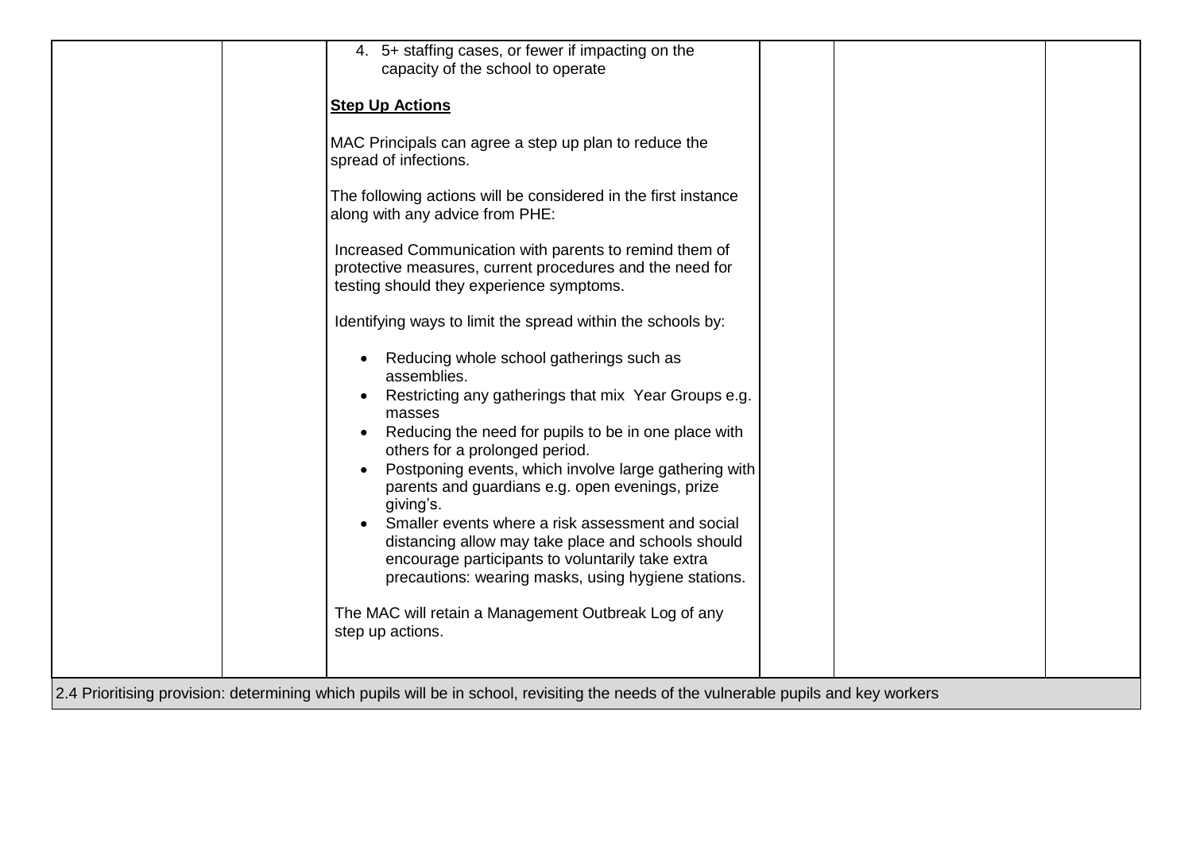| | | | | | |
|---|---|---|---|---|---|
| | | 4. 5+ staffing cases, or fewer if impacting on the capacity of the school to operate<br><br>**Step Up Actions**<br><br>MAC Principals can agree a step up plan to reduce the spread of infections.<br><br>The following actions will be considered in the first instance along with any advice from PHE:<br><br>Increased Communication with parents to remind them of protective measures, current procedures and the need for testing should they experience symptoms.<br><br>Identifying ways to limit the spread within the schools by:<br><br>• Reducing whole school gatherings such as assemblies.<br>• Restricting any gatherings that mix Year Groups e.g. masses<br>• Reducing the need for pupils to be in one place with others for a prolonged period.<br>• Postponing events, which involve large gathering with parents and guardians e.g. open evenings, prize giving's.<br>• Smaller events where a risk assessment and social distancing allow may take place and schools should encourage participants to voluntarily take extra precautions: wearing masks, using hygiene stations.<br><br>The MAC will retain a Management Outbreak Log of any step up actions. | | | |
| 2.4 Prioritising provision: determining which pupils will be in school, revisiting the needs of the vulnerable pupils and key workers | | | | | |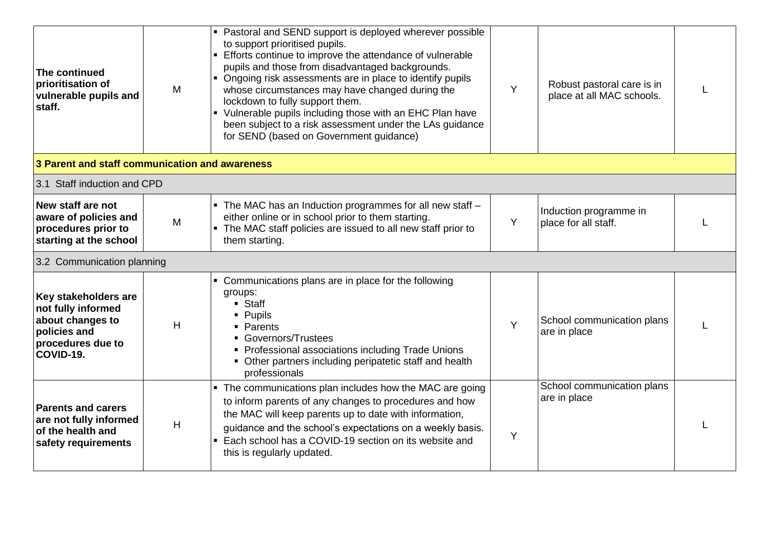| | | | | | |
|---|---|---|---|---|---|
| **The continued prioritisation of vulnerable pupils and staff.** | M | ▪ Pastoral and SEND support is deployed wherever possible to support prioritised pupils.<br>▪ Efforts continue to improve the attendance of vulnerable pupils and those from disadvantaged backgrounds.<br>▪ Ongoing risk assessments are in place to identify pupils whose circumstances may have changed during the lockdown to fully support them.<br>▪ Vulnerable pupils including those with an EHC Plan have been subject to a risk assessment under the LAs guidance for SEND (based on Government guidance) | Y | Robust pastoral care is in place at all MAC schools. | L |
| **3 Parent and staff communication and awareness** | | | | | |
| 3.1 Staff induction and CPD | | | | | |
| **New staff are not aware of policies and procedures prior to starting at the school** | M | ▪ The MAC has an Induction programmes for all new staff – either online or in school prior to them starting.<br>▪ The MAC staff policies are issued to all new staff prior to them starting. | Y | Induction programme in place for all staff. | L |
| 3.2 Communication planning | | | | | |
| **Key stakeholders are not fully informed about changes to policies and procedures due to COVID-19.** | H | ▪ Communications plans are in place for the following groups:<br>&nbsp;&nbsp;▪ Staff<br>&nbsp;&nbsp;▪ Pupils<br>&nbsp;&nbsp;▪ Parents<br>&nbsp;&nbsp;▪ Governors/Trustees<br>&nbsp;&nbsp;▪ Professional associations including Trade Unions<br>&nbsp;&nbsp;▪ Other partners including peripatetic staff and health professionals | Y | School communication plans are in place | L |
| **Parents and carers are not fully informed of the health and safety requirements** | H | ▪ The communications plan includes how the MAC are going to inform parents of any changes to procedures and how the MAC will keep parents up to date with information, guidance and the school's expectations on a weekly basis.<br>▪ Each school has a COVID-19 section on its website and this is regularly updated. | Y | School communication plans are in place | L |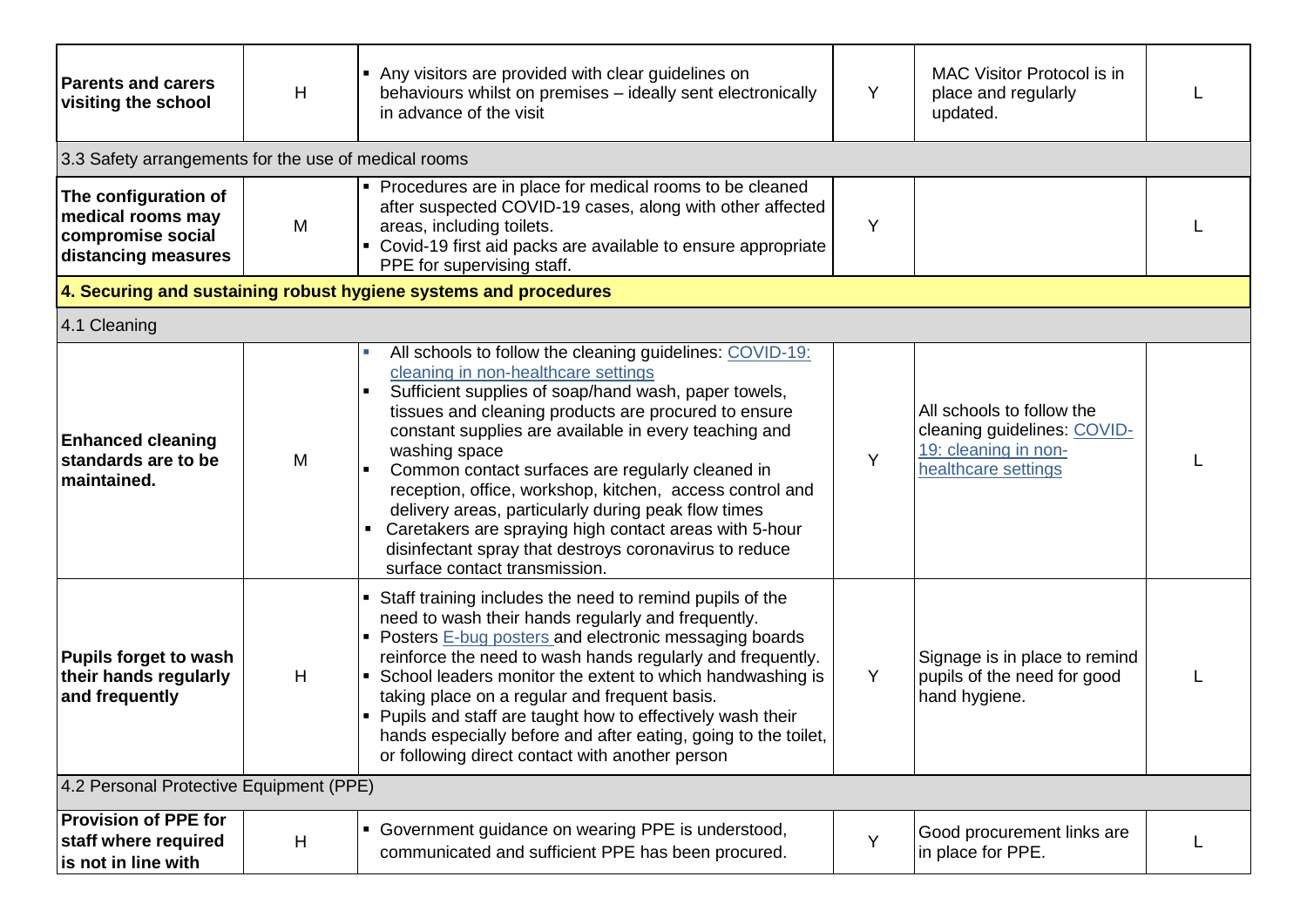| | | | | | |
|---|---|---|---|---|---|
| **Parents and carers visiting the school** | H | ▪ Any visitors are provided with clear guidelines on behaviours whilst on premises – ideally sent electronically in advance of the visit | Y | MAC Visitor Protocol is in place and regularly updated. | L |
| 3.3 Safety arrangements for the use of medical rooms | | | | | |
| **The configuration of medical rooms may compromise social distancing measures** | M | ▪ Procedures are in place for medical rooms to be cleaned after suspected COVID-19 cases, along with other affected areas, including toilets.<br>▪ Covid-19 first aid packs are available to ensure appropriate PPE for supervising staff. | Y | | L |
| **4. Securing and sustaining robust hygiene systems and procedures** | | | | | |
| 4.1 Cleaning | | | | | |
| **Enhanced cleaning standards are to be maintained.** | M | ▪ All schools to follow the cleaning guidelines: [COVID-19: cleaning in non-healthcare settings]<br>▪ Sufficient supplies of soap/hand wash, paper towels, tissues and cleaning products are procured to ensure constant supplies are available in every teaching and washing space<br>▪ Common contact surfaces are regularly cleaned in reception, office, workshop, kitchen, access control and delivery areas, particularly during peak flow times<br>▪ Caretakers are spraying high contact areas with 5-hour disinfectant spray that destroys coronavirus to reduce surface contact transmission. | Y | All schools to follow the cleaning guidelines: [COVID-19: cleaning in non-healthcare settings] | L |
| **Pupils forget to wash their hands regularly and frequently** | H | ▪ Staff training includes the need to remind pupils of the need to wash their hands regularly and frequently.<br>▪ Posters [E-bug posters] and electronic messaging boards reinforce the need to wash hands regularly and frequently.<br>▪ School leaders monitor the extent to which handwashing is taking place on a regular and frequent basis.<br>▪ Pupils and staff are taught how to effectively wash their hands especially before and after eating, going to the toilet, or following direct contact with another person | Y | Signage is in place to remind pupils of the need for good hand hygiene. | L |
| 4.2 Personal Protective Equipment (PPE) | | | | | |
| **Provision of PPE for staff where required is not in line with** | H | ▪ Government guidance on wearing PPE is understood, communicated and sufficient PPE has been procured. | Y | Good procurement links are in place for PPE. | L |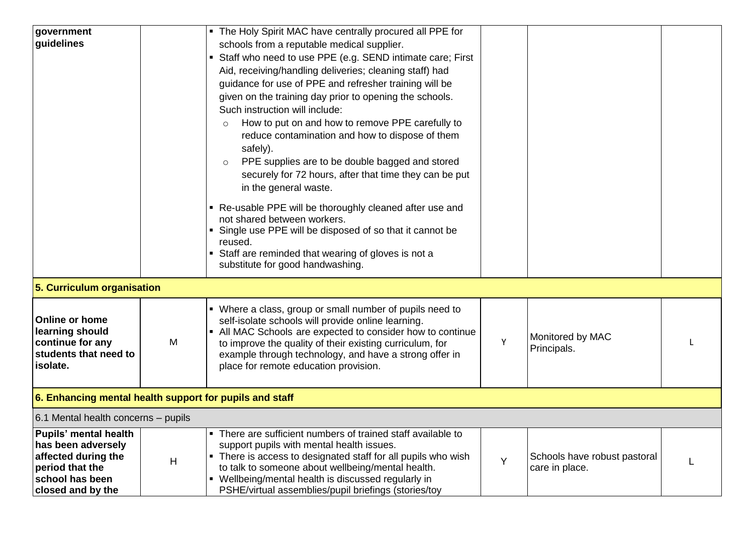| | | | | | |
|---|---|---|---|---|---|
| **government guidelines** | | ▪ The Holy Spirit MAC have centrally procured all PPE for schools from a reputable medical supplier.<br>▪ Staff who need to use PPE (e.g. SEND intimate care; First Aid, receiving/handling deliveries; cleaning staff) had guidance for use of PPE and refresher training will be given on the training day prior to opening the schools. Such instruction will include:<br>○ How to put on and how to remove PPE carefully to reduce contamination and how to dispose of them safely).<br>○ PPE supplies are to be double bagged and stored securely for 72 hours, after that time they can be put in the general waste.<br>▪ Re-usable PPE will be thoroughly cleaned after use and not shared between workers.<br>▪ Single use PPE will be disposed of so that it cannot be reused.<br>▪ Staff are reminded that wearing of gloves is not a substitute for good handwashing. | | | |
| **5. Curriculum organisation** | | | | | |
| **Online or home learning should continue for any students that need to isolate.** | M | ▪ Where a class, group or small number of pupils need to self-isolate schools will provide online learning.<br>▪ All MAC Schools are expected to consider how to continue to improve the quality of their existing curriculum, for example through technology, and have a strong offer in place for remote education provision. | Y | Monitored by MAC Principals. | L |
| **6. Enhancing mental health support for pupils and staff** | | | | | |
| 6.1 Mental health concerns – pupils | | | | | |
| **Pupils' mental health has been adversely affected during the period that the school has been closed and by the** | H | ▪ There are sufficient numbers of trained staff available to support pupils with mental health issues.<br>▪ There is access to designated staff for all pupils who wish to talk to someone about wellbeing/mental health.<br>▪ Wellbeing/mental health is discussed regularly in PSHE/virtual assemblies/pupil briefings (stories/toy | Y | Schools have robust pastoral care in place. | L |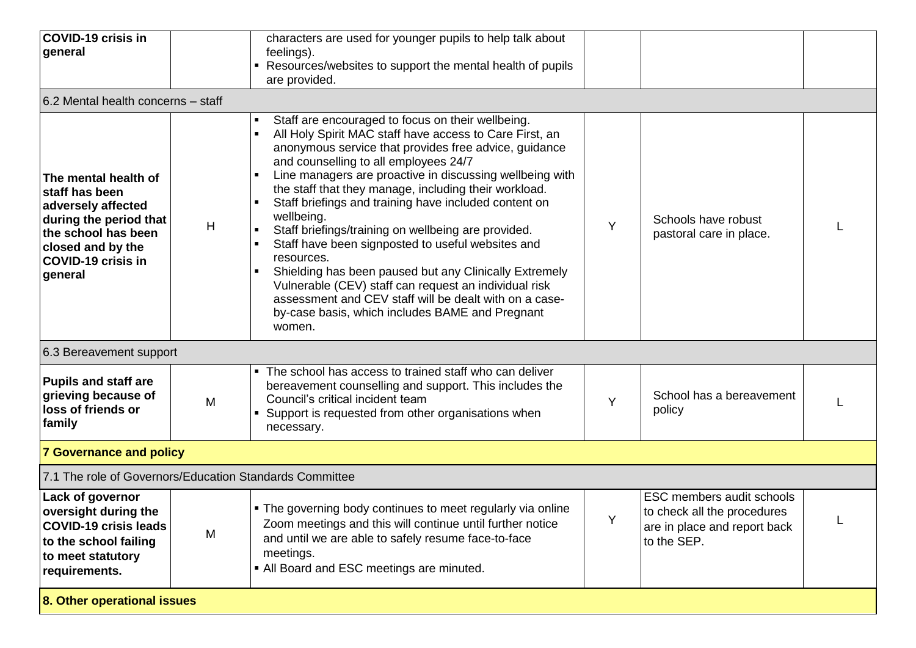| | | | | | |
|---|---|---|---|---|---|
| **COVID-19 crisis in general** | | characters are used for younger pupils to help talk about feelings).<br>▪ Resources/websites to support the mental health of pupils are provided. | | | |
| 6.2 Mental health concerns – staff | | | | | |
| **The mental health of staff has been adversely affected during the period that the school has been closed and by the COVID-19 crisis in general** | H | ▪ Staff are encouraged to focus on their wellbeing.<br>▪ All Holy Spirit MAC staff have access to Care First, an anonymous service that provides free advice, guidance and counselling to all employees 24/7<br>▪ Line managers are proactive in discussing wellbeing with the staff that they manage, including their workload.<br>▪ Staff briefings and training have included content on wellbeing.<br>▪ Staff briefings/training on wellbeing are provided.<br>▪ Staff have been signposted to useful websites and resources.<br>▪ Shielding has been paused but any Clinically Extremely Vulnerable (CEV) staff can request an individual risk assessment and CEV staff will be dealt with on a case-by-case basis, which includes BAME and Pregnant women. | Y | Schools have robust pastoral care in place. | L |
| 6.3 Bereavement support | | | | | |
| **Pupils and staff are grieving because of loss of friends or family** | M | ▪ The school has access to trained staff who can deliver bereavement counselling and support. This includes the Council's critical incident team<br>▪ Support is requested from other organisations when necessary. | Y | School has a bereavement policy | L |
| **7 Governance and policy** | | | | | |
| 7.1 The role of Governors/Education Standards Committee | | | | | |
| **Lack of governor oversight during the COVID-19 crisis leads to the school failing to meet statutory requirements.** | M | ▪ The governing body continues to meet regularly via online Zoom meetings and this will continue until further notice and until we are able to safely resume face-to-face meetings.<br>▪ All Board and ESC meetings are minuted. | Y | ESC members audit schools to check all the procedures are in place and report back to the SEP. | L |
| **8. Other operational issues** | | | | | |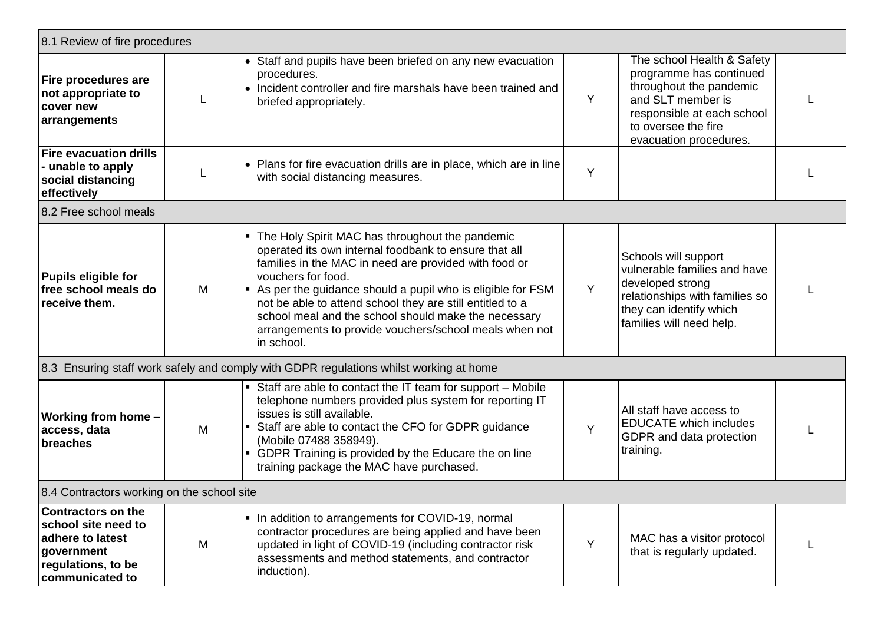| 8.1 Review of fire procedures | | | | | |
|---|---|---|---|---|---|
| **Fire procedures are not appropriate to cover new arrangements** | L | • Staff and pupils have been briefed on any new evacuation procedures.<br>• Incident controller and fire marshals have been trained and briefed appropriately. | Y | The school Health & Safety programme has continued throughout the pandemic and SLT member is responsible at each school to oversee the fire evacuation procedures. | L |
| **Fire evacuation drills - unable to apply social distancing effectively** | L | • Plans for fire evacuation drills are in place, which are in line with social distancing measures. | Y | | L |
| 8.2 Free school meals | | | | | |
| **Pupils eligible for free school meals do receive them.** | M | ▪ The Holy Spirit MAC has throughout the pandemic operated its own internal foodbank to ensure that all families in the MAC in need are provided with food or vouchers for food.<br>▪ As per the guidance should a pupil who is eligible for FSM not be able to attend school they are still entitled to a school meal and the school should make the necessary arrangements to provide vouchers/school meals when not in school. | Y | Schools will support vulnerable families and have developed strong relationships with families so they can identify which families will need help. | L |
| 8.3 Ensuring staff work safely and comply with GDPR regulations whilst working at home | | | | | |
| **Working from home – access, data breaches** | M | ▪ Staff are able to contact the IT team for support – Mobile telephone numbers provided plus system for reporting IT issues is still available.<br>▪ Staff are able to contact the CFO for GDPR guidance (Mobile 07488 358949).<br>▪ GDPR Training is provided by the Educare the on line training package the MAC have purchased. | Y | All staff have access to EDUCATE which includes GDPR and data protection training. | L |
| 8.4 Contractors working on the school site | | | | | |
| **Contractors on the school site need to adhere to latest government regulations, to be communicated to** | M | ▪ In addition to arrangements for COVID-19, normal contractor procedures are being applied and have been updated in light of COVID-19 (including contractor risk assessments and method statements, and contractor induction). | Y | MAC has a visitor protocol that is regularly updated. | L |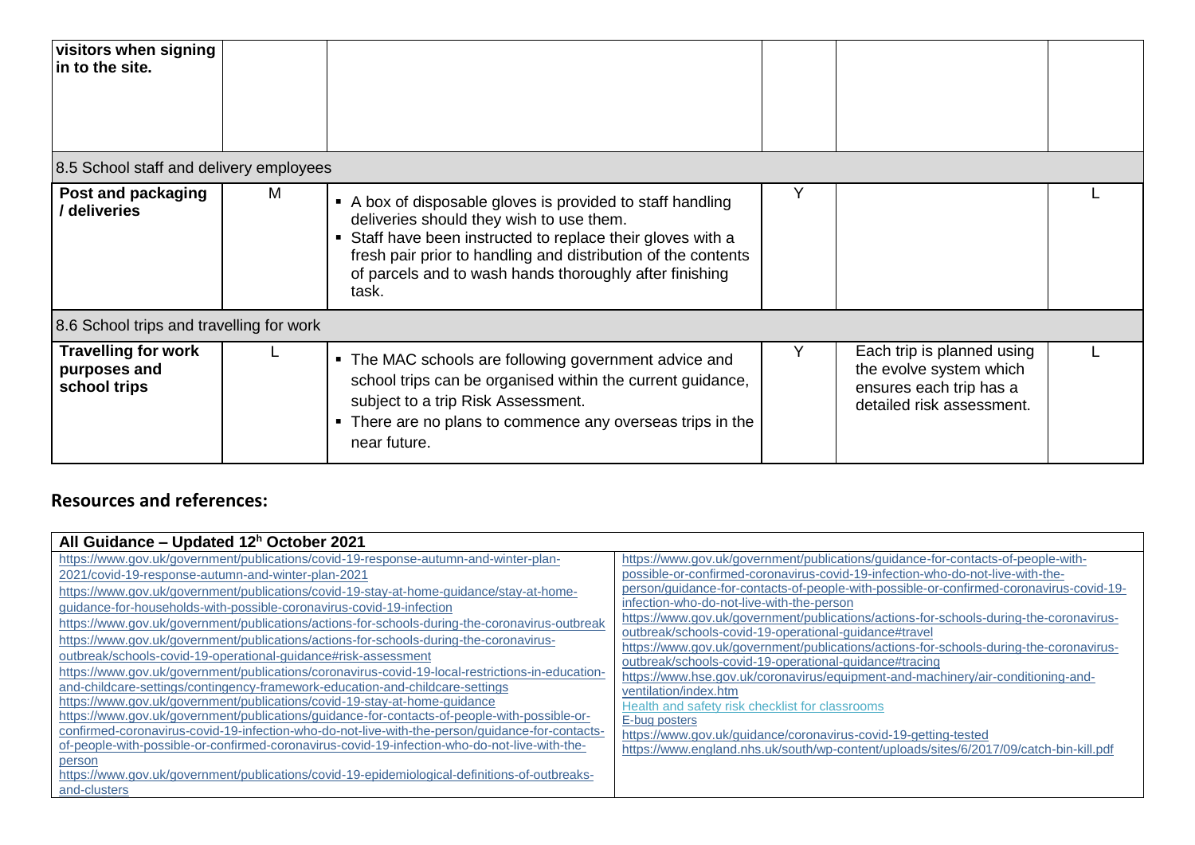| | | | | | |
|---|---|---|---|---|---|
| **visitors when signing in to the site.** | | | | | |
| 8.5 School staff and delivery employees | | | | | |
| **Post and packaging / deliveries** | M | ▪ A box of disposable gloves is provided to staff handling deliveries should they wish to use them.<br>▪ Staff have been instructed to replace their gloves with a fresh pair prior to handling and distribution of the contents of parcels and to wash hands thoroughly after finishing task. | Y | | L |
| 8.6 School trips and travelling for work | | | | | |
| **Travelling for work purposes and school trips** | L | ▪ The MAC schools are following government advice and school trips can be organised within the current guidance, subject to a trip Risk Assessment.<br>▪ There are no plans to commence any overseas trips in the near future. | Y | Each trip is planned using the evolve system which ensures each trip has a detailed risk assessment. | L |

## Resources and references:

| **All Guidance – Updated 12h October 2021** | |
|---|---|
| https://www.gov.uk/government/publications/covid-19-response-autumn-and-winter-plan-2021/covid-19-response-autumn-and-winter-plan-2021<br>https://www.gov.uk/government/publications/covid-19-stay-at-home-guidance/stay-at-home-guidance-for-households-with-possible-coronavirus-covid-19-infection<br>https://www.gov.uk/government/publications/actions-for-schools-during-the-coronavirus-outbreak<br>https://www.gov.uk/government/publications/actions-for-schools-during-the-coronavirus-outbreak/schools-covid-19-operational-guidance#risk-assessment<br>https://www.gov.uk/government/publications/coronavirus-covid-19-local-restrictions-in-education-and-childcare-settings/contingency-framework-education-and-childcare-settings<br>https://www.gov.uk/government/publications/covid-19-stay-at-home-guidance<br>https://www.gov.uk/government/publications/guidance-for-contacts-of-people-with-possible-or-confirmed-coronavirus-covid-19-infection-who-do-not-live-with-the-person/guidance-for-contacts-of-people-with-possible-or-confirmed-coronavirus-covid-19-infection-who-do-not-live-with-the-person<br>https://www.gov.uk/government/publications/covid-19-epidemiological-definitions-of-outbreaks-and-clusters | https://www.gov.uk/government/publications/guidance-for-contacts-of-people-with-possible-or-confirmed-coronavirus-covid-19-infection-who-do-not-live-with-the-person/guidance-for-contacts-of-people-with-possible-or-confirmed-coronavirus-covid-19-infection-who-do-not-live-with-the-person<br>https://www.gov.uk/government/publications/actions-for-schools-during-the-coronavirus-outbreak/schools-covid-19-operational-guidance#travel<br>https://www.gov.uk/government/publications/actions-for-schools-during-the-coronavirus-outbreak/schools-covid-19-operational-guidance#tracing<br>https://www.hse.gov.uk/coronavirus/equipment-and-machinery/air-conditioning-and-ventilation/index.htm<br>Health and safety risk checklist for classrooms<br>E-bug posters<br>https://www.gov.uk/guidance/coronavirus-covid-19-getting-tested<br>https://www.england.nhs.uk/south/wp-content/uploads/sites/6/2017/09/catch-bin-kill.pdf |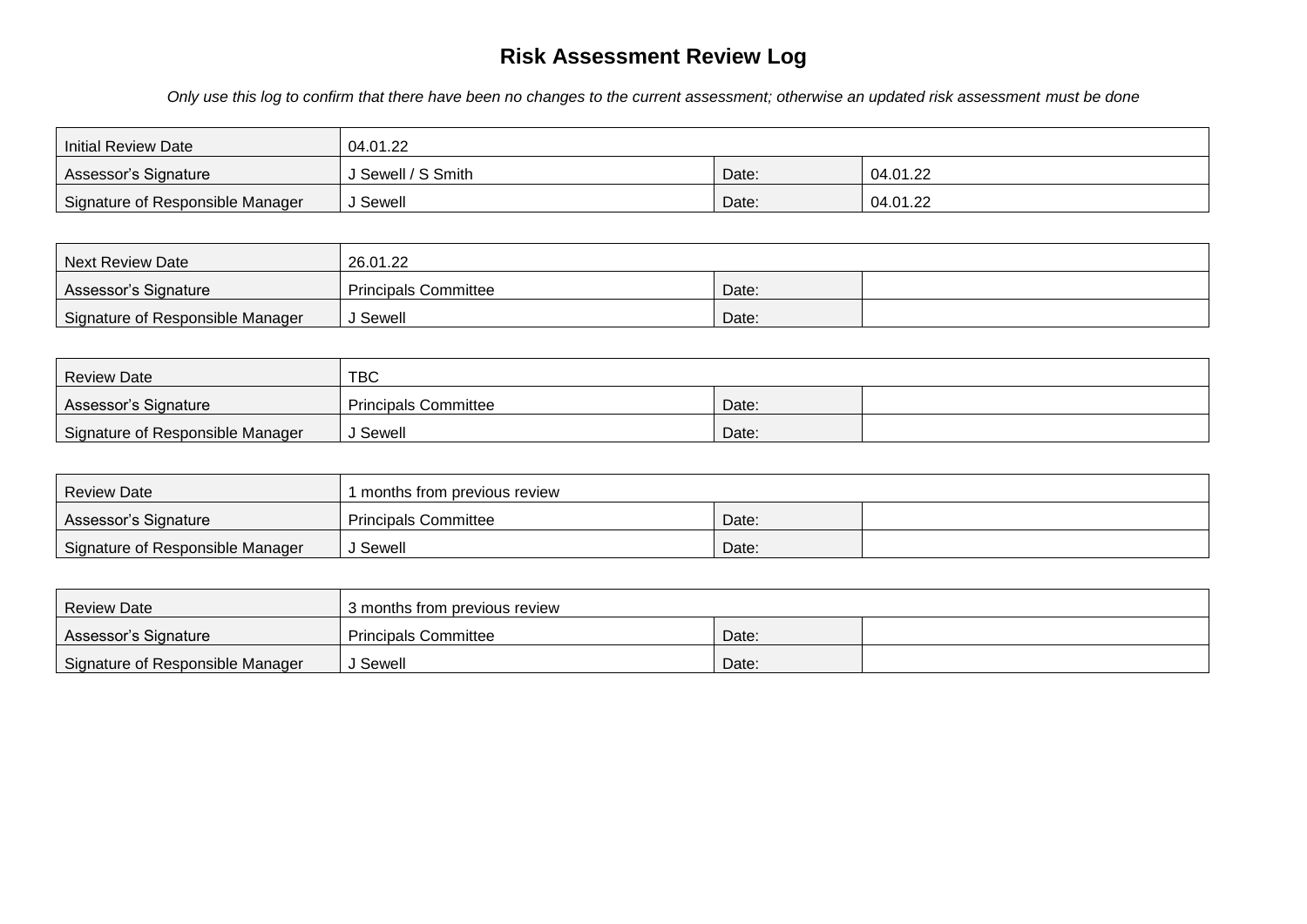# Risk Assessment Review Log

*Only use this log to confirm that there have been no changes to the current assessment; otherwise an updated risk assessment must be done*

| | | | |
|---|---|---|---|
| Initial Review Date | 04.01.22 | | |
| Assessor's Signature | J Sewell / S Smith | Date: | 04.01.22 |
| Signature of Responsible Manager | J Sewell | Date: | 04.01.22 |

| | | | |
|---|---|---|---|
| Next Review Date | 26.01.22 | | |
| Assessor's Signature | Principals Committee | Date: | |
| Signature of Responsible Manager | J Sewell | Date: | |

| | | | |
|---|---|---|---|
| Review Date | TBC | | |
| Assessor's Signature | Principals Committee | Date: | |
| Signature of Responsible Manager | J Sewell | Date: | |

| | | | |
|---|---|---|---|
| Review Date | 1 months from previous review | | |
| Assessor's Signature | Principals Committee | Date: | |
| Signature of Responsible Manager | J Sewell | Date: | |

| | | | |
|---|---|---|---|
| Review Date | 3 months from previous review | | |
| Assessor's Signature | Principals Committee | Date: | |
| Signature of Responsible Manager | J Sewell | Date: | |